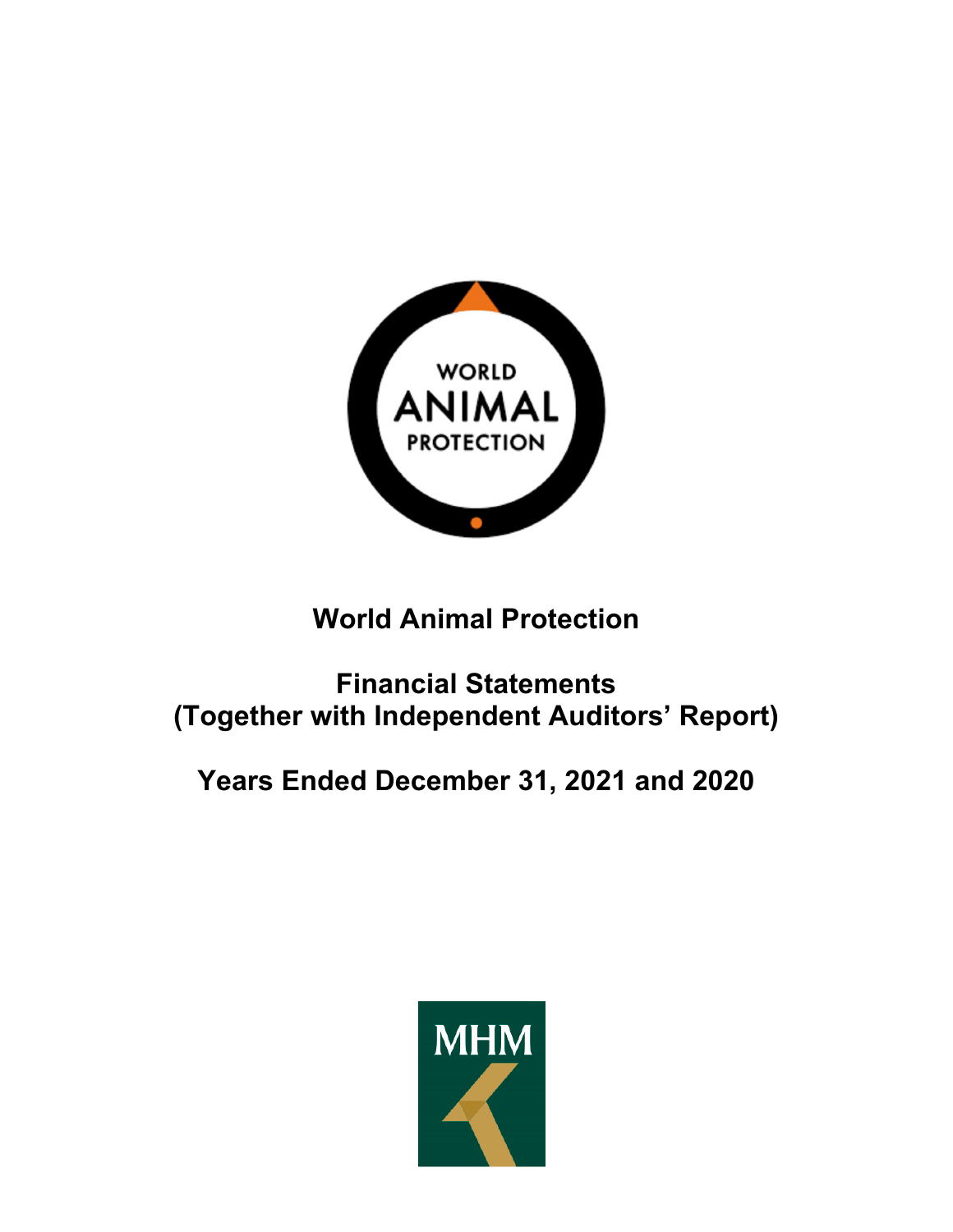# World Animal Protection

## Financial Statements
## (Together with Independent Auditors' Report)

## Years Ended December 31, 2021 and 2020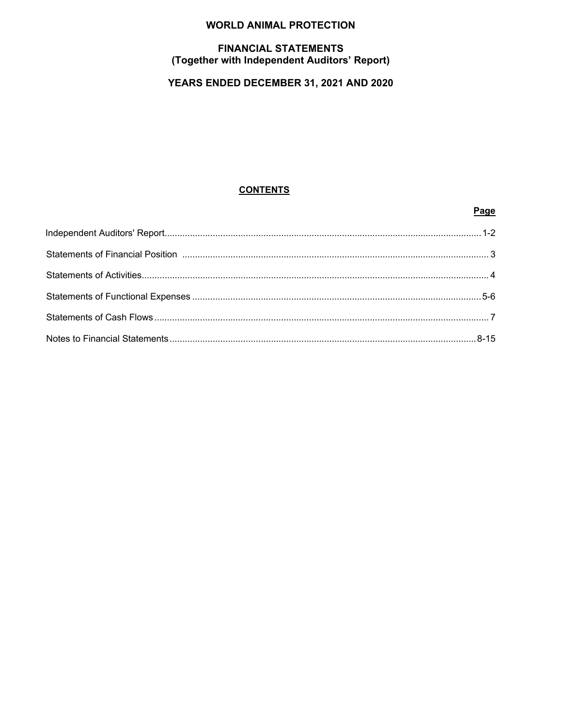# WORLD ANIMAL PROTECTION

## FINANCIAL STATEMENTS
## (Together with Independent Auditors' Report)

## YEARS ENDED DECEMBER 31, 2021 AND 2020

### CONTENTS

| | Page |
|---|---|
| Independent Auditors' Report | 1-2 |
| Statements of Financial Position | 3 |
| Statements of Activities | 4 |
| Statements of Functional Expenses | 5-6 |
| Statements of Cash Flows | 7 |
| Notes to Financial Statements | 8-15 |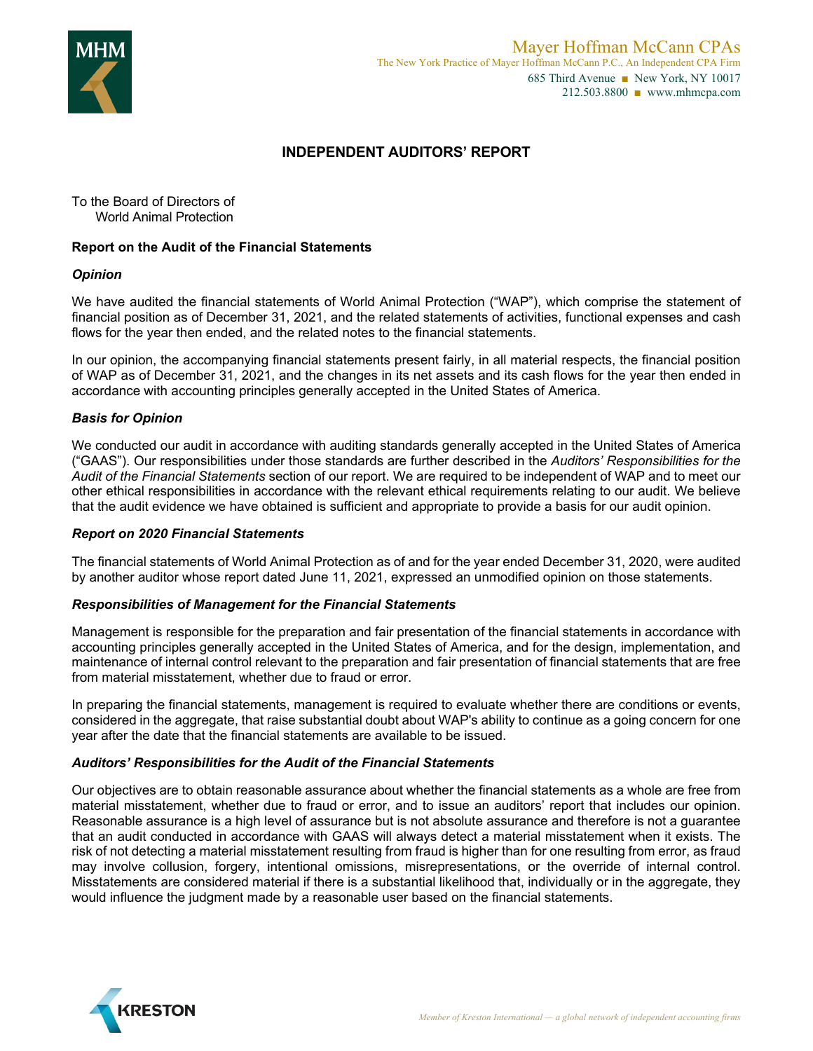Mayer Hoffman McCann CPAs
The New York Practice of Mayer Hoffman McCann P.C., An Independent CPA Firm
685 Third Avenue ■ New York, NY 10017
212.503.8800 ■ www.mhmcpa.com

# INDEPENDENT AUDITORS' REPORT

To the Board of Directors of
World Animal Protection

## Report on the Audit of the Financial Statements

### *Opinion*

We have audited the financial statements of World Animal Protection ("WAP"), which comprise the statement of financial position as of December 31, 2021, and the related statements of activities, functional expenses and cash flows for the year then ended, and the related notes to the financial statements.

In our opinion, the accompanying financial statements present fairly, in all material respects, the financial position of WAP as of December 31, 2021, and the changes in its net assets and its cash flows for the year then ended in accordance with accounting principles generally accepted in the United States of America.

### *Basis for Opinion*

We conducted our audit in accordance with auditing standards generally accepted in the United States of America ("GAAS"). Our responsibilities under those standards are further described in the *Auditors' Responsibilities for the Audit of the Financial Statements* section of our report. We are required to be independent of WAP and to meet our other ethical responsibilities in accordance with the relevant ethical requirements relating to our audit. We believe that the audit evidence we have obtained is sufficient and appropriate to provide a basis for our audit opinion.

### *Report on 2020 Financial Statements*

The financial statements of World Animal Protection as of and for the year ended December 31, 2020, were audited by another auditor whose report dated June 11, 2021, expressed an unmodified opinion on those statements.

### *Responsibilities of Management for the Financial Statements*

Management is responsible for the preparation and fair presentation of the financial statements in accordance with accounting principles generally accepted in the United States of America, and for the design, implementation, and maintenance of internal control relevant to the preparation and fair presentation of financial statements that are free from material misstatement, whether due to fraud or error.

In preparing the financial statements, management is required to evaluate whether there are conditions or events, considered in the aggregate, that raise substantial doubt about WAP's ability to continue as a going concern for one year after the date that the financial statements are available to be issued.

### *Auditors' Responsibilities for the Audit of the Financial Statements*

Our objectives are to obtain reasonable assurance about whether the financial statements as a whole are free from material misstatement, whether due to fraud or error, and to issue an auditors' report that includes our opinion. Reasonable assurance is a high level of assurance but is not absolute assurance and therefore is not a guarantee that an audit conducted in accordance with GAAS will always detect a material misstatement when it exists. The risk of not detecting a material misstatement resulting from fraud is higher than for one resulting from error, as fraud may involve collusion, forgery, intentional omissions, misrepresentations, or the override of internal control. Misstatements are considered material if there is a substantial likelihood that, individually or in the aggregate, they would influence the judgment made by a reasonable user based on the financial statements.

*Member of Kreston International — a global network of independent accounting firms*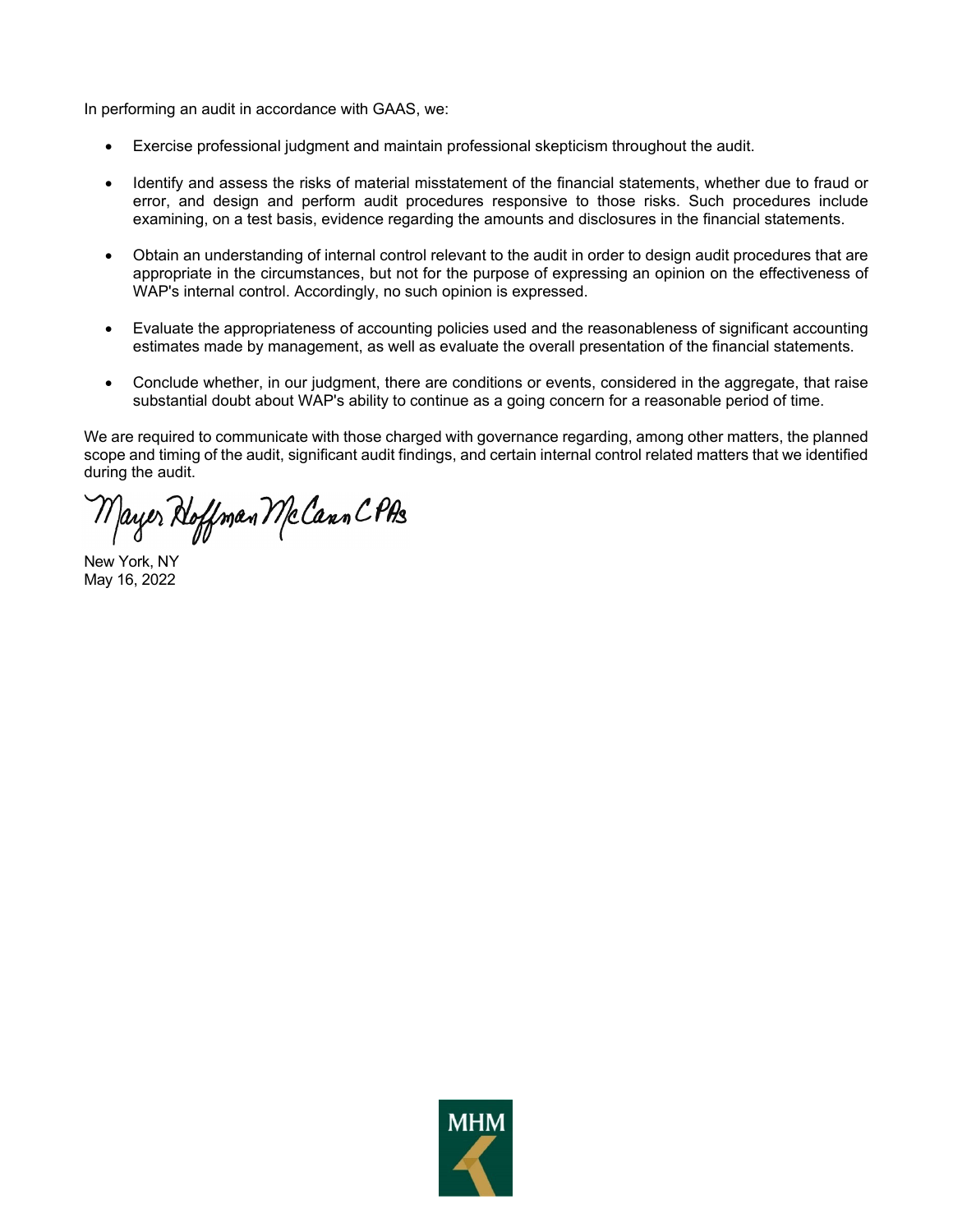In performing an audit in accordance with GAAS, we:

- Exercise professional judgment and maintain professional skepticism throughout the audit.

- Identify and assess the risks of material misstatement of the financial statements, whether due to fraud or error, and design and perform audit procedures responsive to those risks. Such procedures include examining, on a test basis, evidence regarding the amounts and disclosures in the financial statements.

- Obtain an understanding of internal control relevant to the audit in order to design audit procedures that are appropriate in the circumstances, but not for the purpose of expressing an opinion on the effectiveness of WAP's internal control. Accordingly, no such opinion is expressed.

- Evaluate the appropriateness of accounting policies used and the reasonableness of significant accounting estimates made by management, as well as evaluate the overall presentation of the financial statements.

- Conclude whether, in our judgment, there are conditions or events, considered in the aggregate, that raise substantial doubt about WAP's ability to continue as a going concern for a reasonable period of time.

We are required to communicate with those charged with governance regarding, among other matters, the planned scope and timing of the audit, significant audit findings, and certain internal control related matters that we identified during the audit.

Mayer Hoffman McCann CPAs

New York, NY
May 16, 2022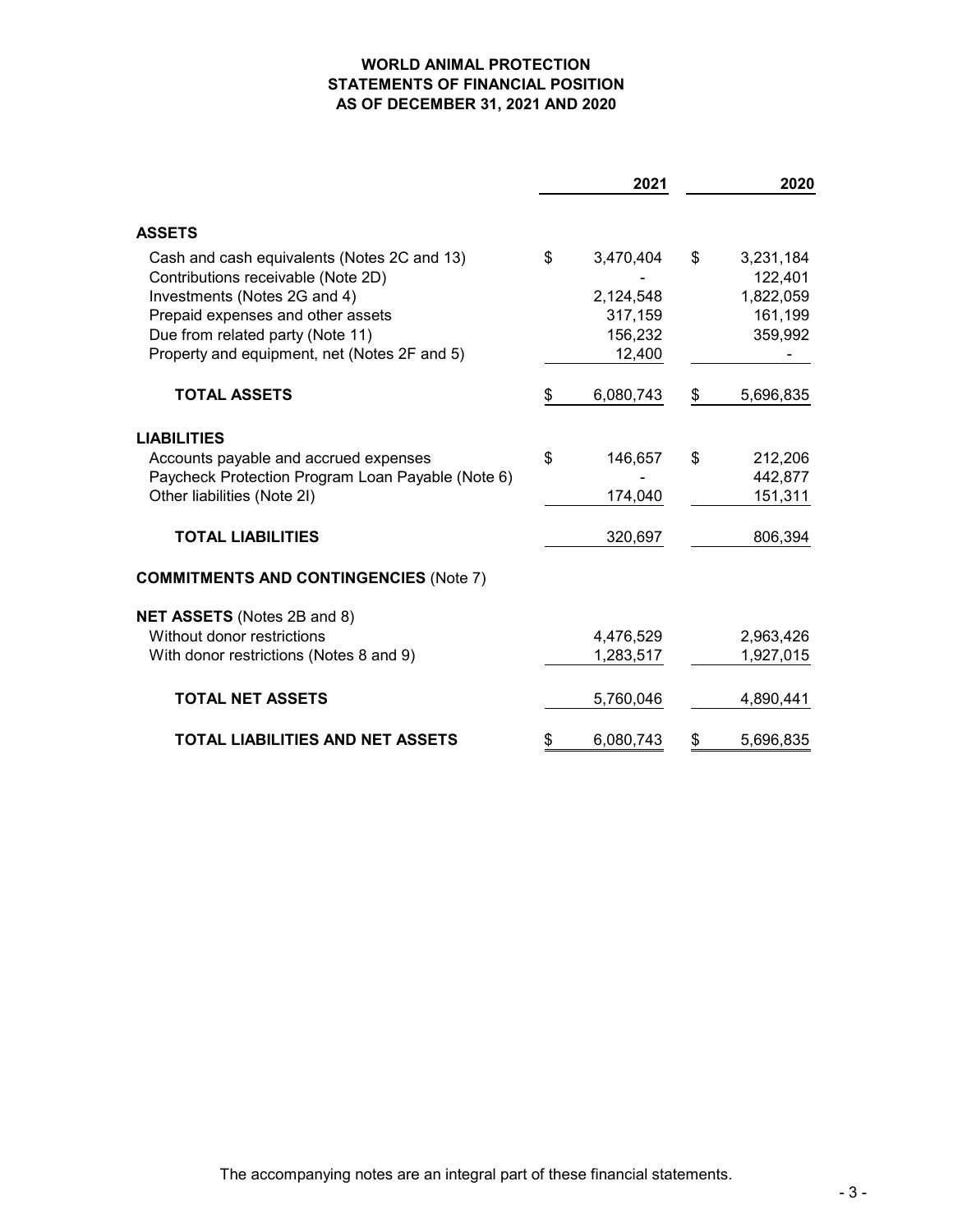# WORLD ANIMAL PROTECTION
## STATEMENTS OF FINANCIAL POSITION
## AS OF DECEMBER 31, 2021 AND 2020

| | 2021 | 2020 |
|---|---|---|
| **ASSETS** | | |
| Cash and cash equivalents (Notes 2C and 13) | $ 3,470,404 | $ 3,231,184 |
| Contributions receivable (Note 2D) | - | 122,401 |
| Investments (Notes 2G and 4) | 2,124,548 | 1,822,059 |
| Prepaid expenses and other assets | 317,159 | 161,199 |
| Due from related party (Note 11) | 156,232 | 359,992 |
| Property and equipment, net (Notes 2F and 5) | 12,400 | - |
| **TOTAL ASSETS** | $ 6,080,743 | $ 5,696,835 |
| **LIABILITIES** | | |
| Accounts payable and accrued expenses | $ 146,657 | $ 212,206 |
| Paycheck Protection Program Loan Payable (Note 6) | - | 442,877 |
| Other liabilities (Note 2I) | 174,040 | 151,311 |
| **TOTAL LIABILITIES** | 320,697 | 806,394 |
| **COMMITMENTS AND CONTINGENCIES** (Note 7) | | |
| **NET ASSETS** (Notes 2B and 8) | | |
| Without donor restrictions | 4,476,529 | 2,963,426 |
| With donor restrictions (Notes 8 and 9) | 1,283,517 | 1,927,015 |
| **TOTAL NET ASSETS** | 5,760,046 | 4,890,441 |
| **TOTAL LIABILITIES AND NET ASSETS** | $ 6,080,743 | $ 5,696,835 |

The accompanying notes are an integral part of these financial statements.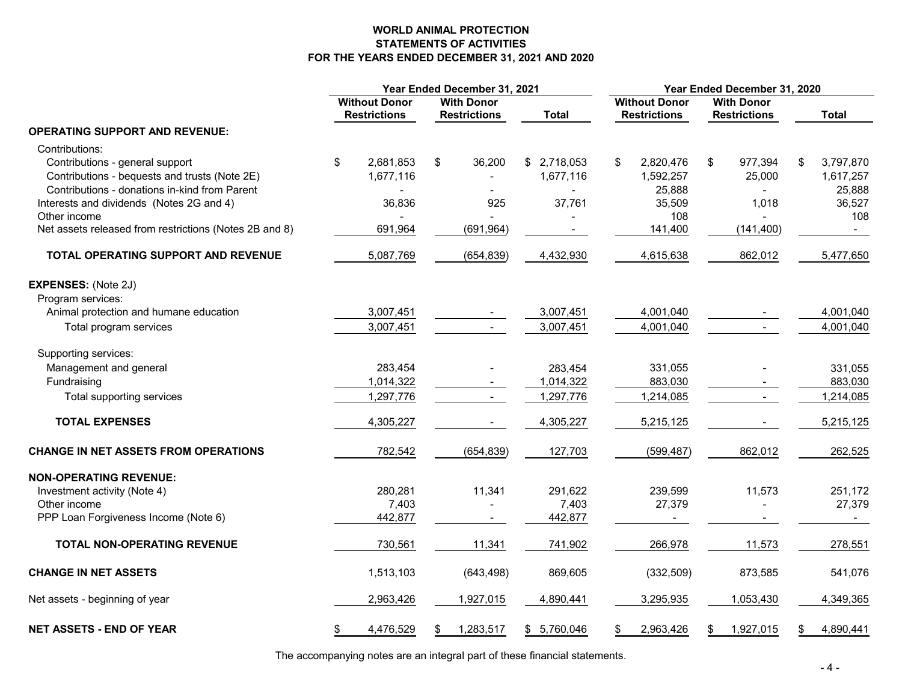**WORLD ANIMAL PROTECTION**
**STATEMENTS OF ACTIVITIES**
**FOR THE YEARS ENDED DECEMBER 31, 2021 AND 2020**

| | Year Ended December 31, 2021 | | | Year Ended December 31, 2020 | | |
|---|---|---|---|---|---|---|
| | Without Donor Restrictions | With Donor Restrictions | Total | Without Donor Restrictions | With Donor Restrictions | Total |
| **OPERATING SUPPORT AND REVENUE:** | | | | | | |
| Contributions: | | | | | | |
| Contributions - general support | $ 2,681,853 | $ 36,200 | $ 2,718,053 | $ 2,820,476 | $ 977,394 | $ 3,797,870 |
| Contributions - bequests and trusts (Note 2E) | 1,677,116 | - | 1,677,116 | 1,592,257 | 25,000 | 1,617,257 |
| Contributions - donations in-kind from Parent | - | - | - | 25,888 | - | 25,888 |
| Interests and dividends (Notes 2G and 4) | 36,836 | 925 | 37,761 | 35,509 | 1,018 | 36,527 |
| Other income | - | - | - | 108 | - | 108 |
| Net assets released from restrictions (Notes 2B and 8) | 691,964 | (691,964) | - | 141,400 | (141,400) | - |
| **TOTAL OPERATING SUPPORT AND REVENUE** | 5,087,769 | (654,839) | 4,432,930 | 4,615,638 | 862,012 | 5,477,650 |
| **EXPENSES:** (Note 2J) | | | | | | |
| Program services: | | | | | | |
| Animal protection and humane education | 3,007,451 | - | 3,007,451 | 4,001,040 | - | 4,001,040 |
| Total program services | 3,007,451 | - | 3,007,451 | 4,001,040 | - | 4,001,040 |
| Supporting services: | | | | | | |
| Management and general | 283,454 | - | 283,454 | 331,055 | - | 331,055 |
| Fundraising | 1,014,322 | - | 1,014,322 | 883,030 | - | 883,030 |
| Total supporting services | 1,297,776 | - | 1,297,776 | 1,214,085 | - | 1,214,085 |
| **TOTAL EXPENSES** | 4,305,227 | - | 4,305,227 | 5,215,125 | - | 5,215,125 |
| **CHANGE IN NET ASSETS FROM OPERATIONS** | 782,542 | (654,839) | 127,703 | (599,487) | 862,012 | 262,525 |
| **NON-OPERATING REVENUE:** | | | | | | |
| Investment activity (Note 4) | 280,281 | 11,341 | 291,622 | 239,599 | 11,573 | 251,172 |
| Other income | 7,403 | - | 7,403 | 27,379 | - | 27,379 |
| PPP Loan Forgiveness Income (Note 6) | 442,877 | - | 442,877 | - | - | - |
| **TOTAL NON-OPERATING REVENUE** | 730,561 | 11,341 | 741,902 | 266,978 | 11,573 | 278,551 |
| **CHANGE IN NET ASSETS** | 1,513,103 | (643,498) | 869,605 | (332,509) | 873,585 | 541,076 |
| Net assets - beginning of year | 2,963,426 | 1,927,015 | 4,890,441 | 3,295,935 | 1,053,430 | 4,349,365 |
| **NET ASSETS - END OF YEAR** | $ 4,476,529 | $ 1,283,517 | $ 5,760,046 | $ 2,963,426 | $ 1,927,015 | $ 4,890,441 |

The accompanying notes are an integral part of these financial statements.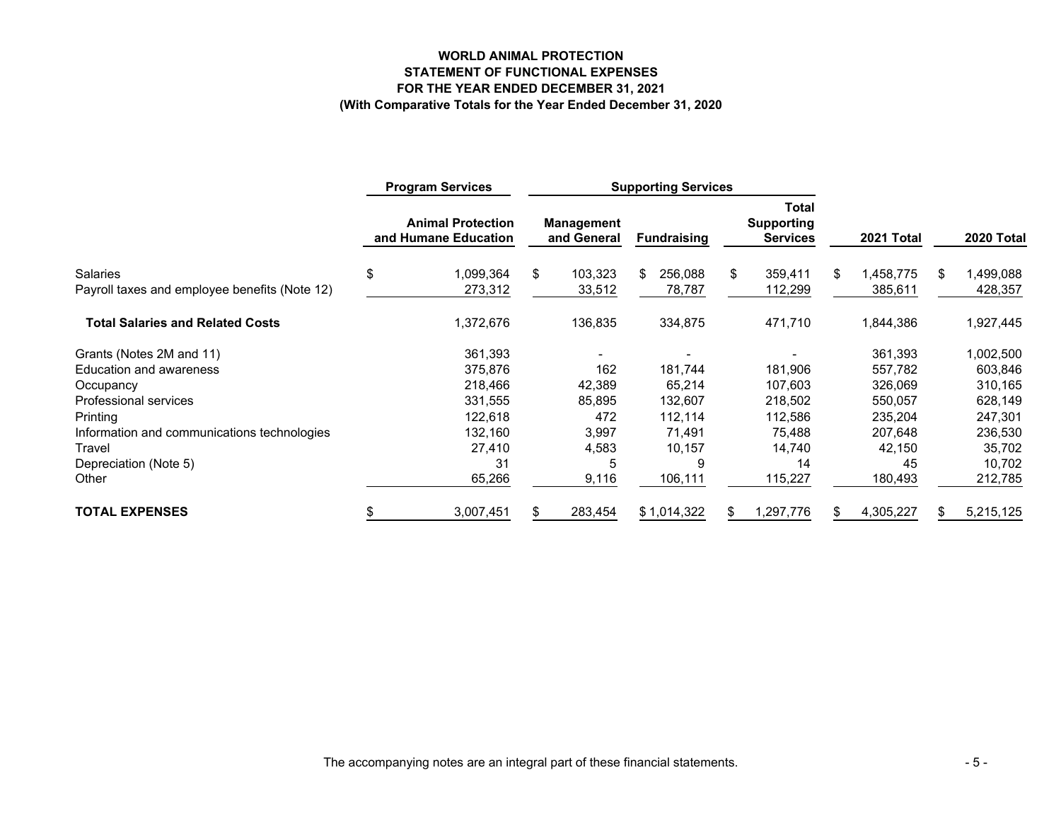**WORLD ANIMAL PROTECTION**
**STATEMENT OF FUNCTIONAL EXPENSES**
**FOR THE YEAR ENDED DECEMBER 31, 2021**
**(With Comparative Totals for the Year Ended December 31, 2020)**

| | Program Services | Supporting Services | | | | |
|---|---|---|---|---|---|---|
| | Animal Protection and Humane Education | Management and General | Fundraising | Total Supporting Services | 2021 Total | 2020 Total |
| Salaries | $ 1,099,364 | $ 103,323 | $ 256,088 | $ 359,411 | $ 1,458,775 | $ 1,499,088 |
| Payroll taxes and employee benefits (Note 12) | 273,312 | 33,512 | 78,787 | 112,299 | 385,611 | 428,357 |
| **Total Salaries and Related Costs** | 1,372,676 | 136,835 | 334,875 | 471,710 | 1,844,386 | 1,927,445 |
| Grants (Notes 2M and 11) | 361,393 | - | - | - | 361,393 | 1,002,500 |
| Education and awareness | 375,876 | 162 | 181,744 | 181,906 | 557,782 | 603,846 |
| Occupancy | 218,466 | 42,389 | 65,214 | 107,603 | 326,069 | 310,165 |
| Professional services | 331,555 | 85,895 | 132,607 | 218,502 | 550,057 | 628,149 |
| Printing | 122,618 | 472 | 112,114 | 112,586 | 235,204 | 247,301 |
| Information and communications technologies | 132,160 | 3,997 | 71,491 | 75,488 | 207,648 | 236,530 |
| Travel | 27,410 | 4,583 | 10,157 | 14,740 | 42,150 | 35,702 |
| Depreciation (Note 5) | 31 | 5 | 9 | 14 | 45 | 10,702 |
| Other | 65,266 | 9,116 | 106,111 | 115,227 | 180,493 | 212,785 |
| **TOTAL EXPENSES** | $ 3,007,451 | $ 283,454 | $ 1,014,322 | $ 1,297,776 | $ 4,305,227 | $ 5,215,125 |

The accompanying notes are an integral part of these financial statements.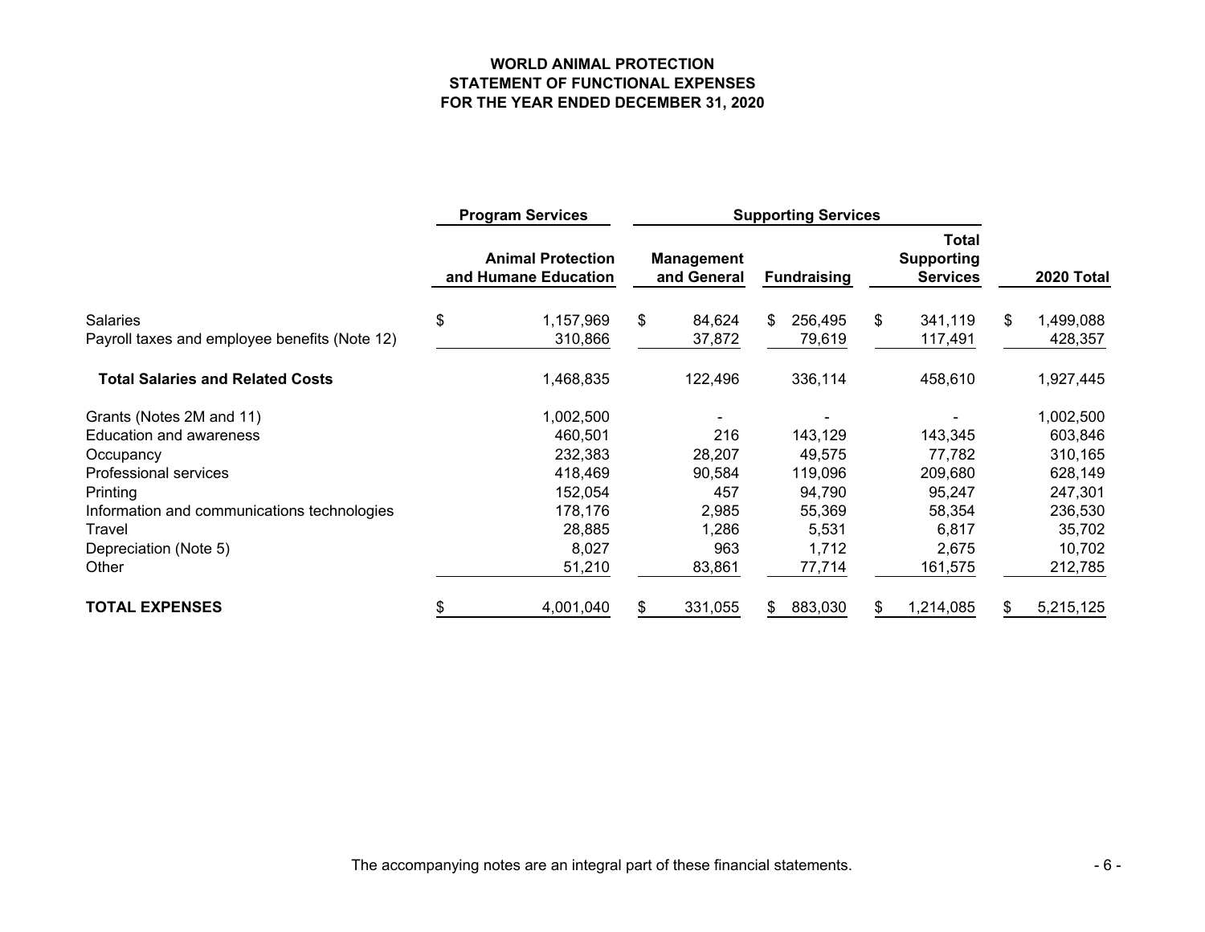**WORLD ANIMAL PROTECTION**
**STATEMENT OF FUNCTIONAL EXPENSES**
**FOR THE YEAR ENDED DECEMBER 31, 2020**

| | Program Services | Supporting Services | | | |
|---|---|---|---|---|---|
| | **Animal Protection and Humane Education** | **Management and General** | **Fundraising** | **Total Supporting Services** | **2020 Total** |
| Salaries | $ 1,157,969 | $ 84,624 | $ 256,495 | $ 341,119 | $ 1,499,088 |
| Payroll taxes and employee benefits (Note 12) | 310,866 | 37,872 | 79,619 | 117,491 | 428,357 |
| **Total Salaries and Related Costs** | 1,468,835 | 122,496 | 336,114 | 458,610 | 1,927,445 |
| Grants (Notes 2M and 11) | 1,002,500 | - | - | - | 1,002,500 |
| Education and awareness | 460,501 | 216 | 143,129 | 143,345 | 603,846 |
| Occupancy | 232,383 | 28,207 | 49,575 | 77,782 | 310,165 |
| Professional services | 418,469 | 90,584 | 119,096 | 209,680 | 628,149 |
| Printing | 152,054 | 457 | 94,790 | 95,247 | 247,301 |
| Information and communications technologies | 178,176 | 2,985 | 55,369 | 58,354 | 236,530 |
| Travel | 28,885 | 1,286 | 5,531 | 6,817 | 35,702 |
| Depreciation (Note 5) | 8,027 | 963 | 1,712 | 2,675 | 10,702 |
| Other | 51,210 | 83,861 | 77,714 | 161,575 | 212,785 |
| **TOTAL EXPENSES** | $ 4,001,040 | $ 331,055 | $ 883,030 | $ 1,214,085 | $ 5,215,125 |

The accompanying notes are an integral part of these financial statements.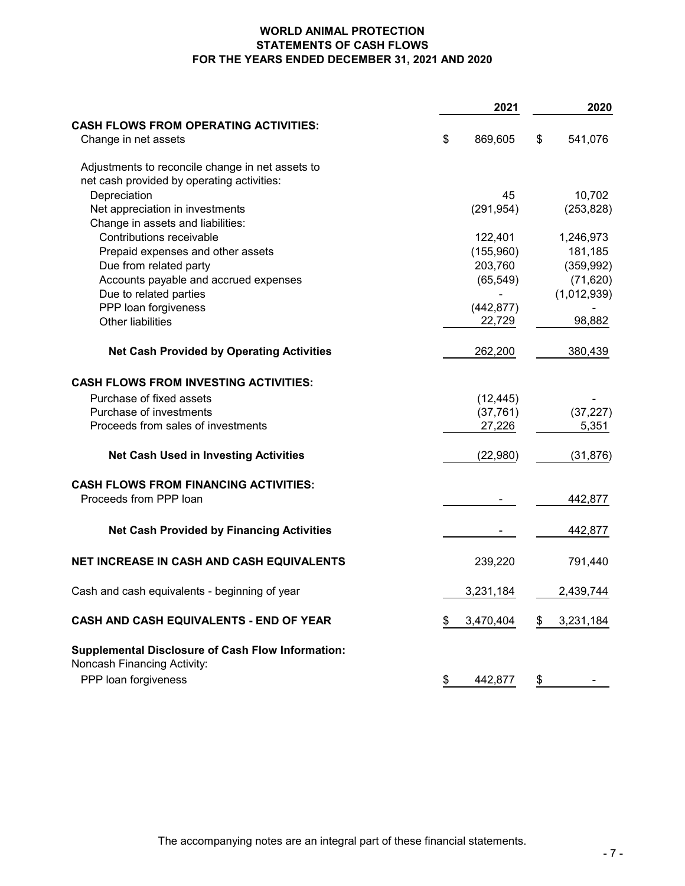# WORLD ANIMAL PROTECTION
## STATEMENTS OF CASH FLOWS
## FOR THE YEARS ENDED DECEMBER 31, 2021 AND 2020

| | 2021 | 2020 |
|---|---|---|
| **CASH FLOWS FROM OPERATING ACTIVITIES:** | | |
| Change in net assets | $ 869,605 | $ 541,076 |
| Adjustments to reconcile change in net assets to net cash provided by operating activities: | | |
| Depreciation | 45 | 10,702 |
| Net appreciation in investments | (291,954) | (253,828) |
| Change in assets and liabilities: | | |
| Contributions receivable | 122,401 | 1,246,973 |
| Prepaid expenses and other assets | (155,960) | 181,185 |
| Due from related party | 203,760 | (359,992) |
| Accounts payable and accrued expenses | (65,549) | (71,620) |
| Due to related parties | - | (1,012,939) |
| PPP loan forgiveness | (442,877) | - |
| Other liabilities | 22,729 | 98,882 |
| **Net Cash Provided by Operating Activities** | 262,200 | 380,439 |
| **CASH FLOWS FROM INVESTING ACTIVITIES:** | | |
| Purchase of fixed assets | (12,445) | - |
| Purchase of investments | (37,761) | (37,227) |
| Proceeds from sales of investments | 27,226 | 5,351 |
| **Net Cash Used in Investing Activities** | (22,980) | (31,876) |
| **CASH FLOWS FROM FINANCING ACTIVITIES:** | | |
| Proceeds from PPP loan | - | 442,877 |
| **Net Cash Provided by Financing Activities** | - | 442,877 |
| **NET INCREASE IN CASH AND CASH EQUIVALENTS** | 239,220 | 791,440 |
| Cash and cash equivalents - beginning of year | 3,231,184 | 2,439,744 |
| **CASH AND CASH EQUIVALENTS - END OF YEAR** | $ 3,470,404 | $ 3,231,184 |
| **Supplemental Disclosure of Cash Flow Information:** | | |
| Noncash Financing Activity: | | |
| PPP loan forgiveness | $ 442,877 | $ - |

The accompanying notes are an integral part of these financial statements.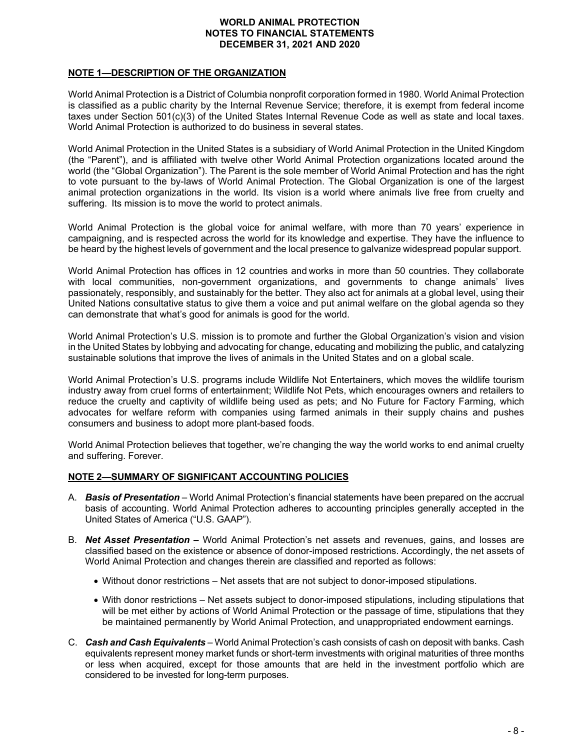## NOTE 1—DESCRIPTION OF THE ORGANIZATION

World Animal Protection is a District of Columbia nonprofit corporation formed in 1980. World Animal Protection is classified as a public charity by the Internal Revenue Service; therefore, it is exempt from federal income taxes under Section 501(c)(3) of the United States Internal Revenue Code as well as state and local taxes. World Animal Protection is authorized to do business in several states.

World Animal Protection in the United States is a subsidiary of World Animal Protection in the United Kingdom (the "Parent"), and is affiliated with twelve other World Animal Protection organizations located around the world (the "Global Organization"). The Parent is the sole member of World Animal Protection and has the right to vote pursuant to the by-laws of World Animal Protection. The Global Organization is one of the largest animal protection organizations in the world. Its vision is a world where animals live free from cruelty and suffering. Its mission is to move the world to protect animals.

World Animal Protection is the global voice for animal welfare, with more than 70 years' experience in campaigning, and is respected across the world for its knowledge and expertise. They have the influence to be heard by the highest levels of government and the local presence to galvanize widespread popular support.

World Animal Protection has offices in 12 countries and works in more than 50 countries. They collaborate with local communities, non-government organizations, and governments to change animals' lives passionately, responsibly, and sustainably for the better. They also act for animals at a global level, using their United Nations consultative status to give them a voice and put animal welfare on the global agenda so they can demonstrate that what's good for animals is good for the world.

World Animal Protection's U.S. mission is to promote and further the Global Organization's vision and vision in the United States by lobbying and advocating for change, educating and mobilizing the public, and catalyzing sustainable solutions that improve the lives of animals in the United States and on a global scale.

World Animal Protection's U.S. programs include Wildlife Not Entertainers, which moves the wildlife tourism industry away from cruel forms of entertainment; Wildlife Not Pets, which encourages owners and retailers to reduce the cruelty and captivity of wildlife being used as pets; and No Future for Factory Farming, which advocates for welfare reform with companies using farmed animals in their supply chains and pushes consumers and business to adopt more plant-based foods.

World Animal Protection believes that together, we're changing the way the world works to end animal cruelty and suffering. Forever.

## NOTE 2—SUMMARY OF SIGNIFICANT ACCOUNTING POLICIES

A. ***Basis of Presentation*** – World Animal Protection's financial statements have been prepared on the accrual basis of accounting. World Animal Protection adheres to accounting principles generally accepted in the United States of America ("U.S. GAAP").

B. ***Net Asset Presentation*** **–** World Animal Protection's net assets and revenues, gains, and losses are classified based on the existence or absence of donor-imposed restrictions. Accordingly, the net assets of World Animal Protection and changes therein are classified and reported as follows:

   - Without donor restrictions – Net assets that are not subject to donor-imposed stipulations.
   - With donor restrictions – Net assets subject to donor-imposed stipulations, including stipulations that will be met either by actions of World Animal Protection or the passage of time, stipulations that they be maintained permanently by World Animal Protection, and unappropriated endowment earnings.

C. ***Cash and Cash Equivalents*** – World Animal Protection's cash consists of cash on deposit with banks. Cash equivalents represent money market funds or short-term investments with original maturities of three months or less when acquired, except for those amounts that are held in the investment portfolio which are considered to be invested for long-term purposes.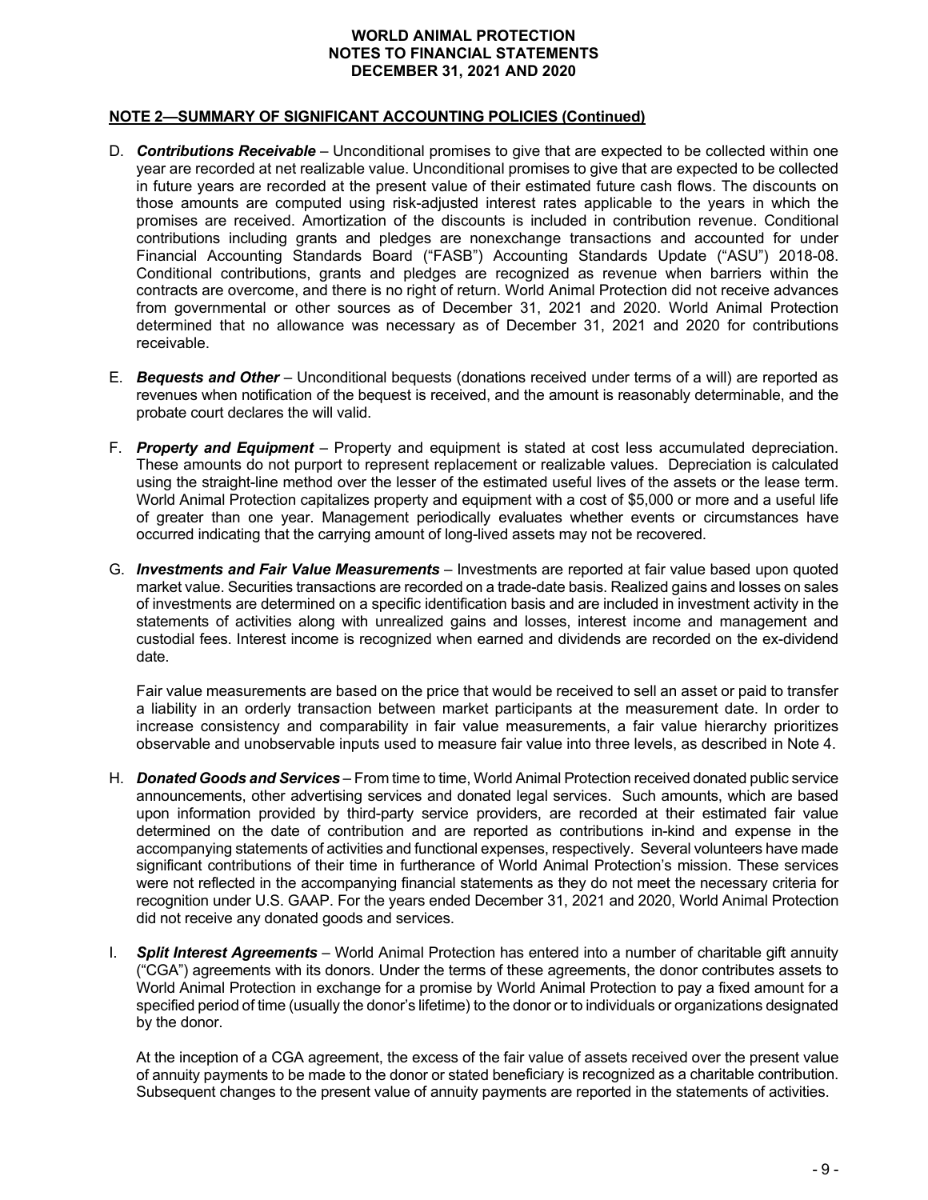### NOTE 2—SUMMARY OF SIGNIFICANT ACCOUNTING POLICIES (Continued)

D. ***Contributions Receivable*** – Unconditional promises to give that are expected to be collected within one year are recorded at net realizable value. Unconditional promises to give that are expected to be collected in future years are recorded at the present value of their estimated future cash flows. The discounts on those amounts are computed using risk-adjusted interest rates applicable to the years in which the promises are received. Amortization of the discounts is included in contribution revenue. Conditional contributions including grants and pledges are nonexchange transactions and accounted for under Financial Accounting Standards Board ("FASB") Accounting Standards Update ("ASU") 2018-08. Conditional contributions, grants and pledges are recognized as revenue when barriers within the contracts are overcome, and there is no right of return. World Animal Protection did not receive advances from governmental or other sources as of December 31, 2021 and 2020. World Animal Protection determined that no allowance was necessary as of December 31, 2021 and 2020 for contributions receivable.

E. ***Bequests and Other*** – Unconditional bequests (donations received under terms of a will) are reported as revenues when notification of the bequest is received, and the amount is reasonably determinable, and the probate court declares the will valid.

F. ***Property and Equipment*** – Property and equipment is stated at cost less accumulated depreciation. These amounts do not purport to represent replacement or realizable values. Depreciation is calculated using the straight-line method over the lesser of the estimated useful lives of the assets or the lease term. World Animal Protection capitalizes property and equipment with a cost of $5,000 or more and a useful life of greater than one year. Management periodically evaluates whether events or circumstances have occurred indicating that the carrying amount of long-lived assets may not be recovered.

G. ***Investments and Fair Value Measurements*** – Investments are reported at fair value based upon quoted market value. Securities transactions are recorded on a trade-date basis. Realized gains and losses on sales of investments are determined on a specific identification basis and are included in investment activity in the statements of activities along with unrealized gains and losses, interest income and management and custodial fees. Interest income is recognized when earned and dividends are recorded on the ex-dividend date.

   Fair value measurements are based on the price that would be received to sell an asset or paid to transfer a liability in an orderly transaction between market participants at the measurement date. In order to increase consistency and comparability in fair value measurements, a fair value hierarchy prioritizes observable and unobservable inputs used to measure fair value into three levels, as described in Note 4.

H. ***Donated Goods and Services*** – From time to time, World Animal Protection received donated public service announcements, other advertising services and donated legal services. Such amounts, which are based upon information provided by third-party service providers, are recorded at their estimated fair value determined on the date of contribution and are reported as contributions in-kind and expense in the accompanying statements of activities and functional expenses, respectively. Several volunteers have made significant contributions of their time in furtherance of World Animal Protection's mission. These services were not reflected in the accompanying financial statements as they do not meet the necessary criteria for recognition under U.S. GAAP. For the years ended December 31, 2021 and 2020, World Animal Protection did not receive any donated goods and services.

I. ***Split Interest Agreements*** – World Animal Protection has entered into a number of charitable gift annuity ("CGA") agreements with its donors. Under the terms of these agreements, the donor contributes assets to World Animal Protection in exchange for a promise by World Animal Protection to pay a fixed amount for a specified period of time (usually the donor's lifetime) to the donor or to individuals or organizations designated by the donor.

   At the inception of a CGA agreement, the excess of the fair value of assets received over the present value of annuity payments to be made to the donor or stated beneficiary is recognized as a charitable contribution. Subsequent changes to the present value of annuity payments are reported in the statements of activities.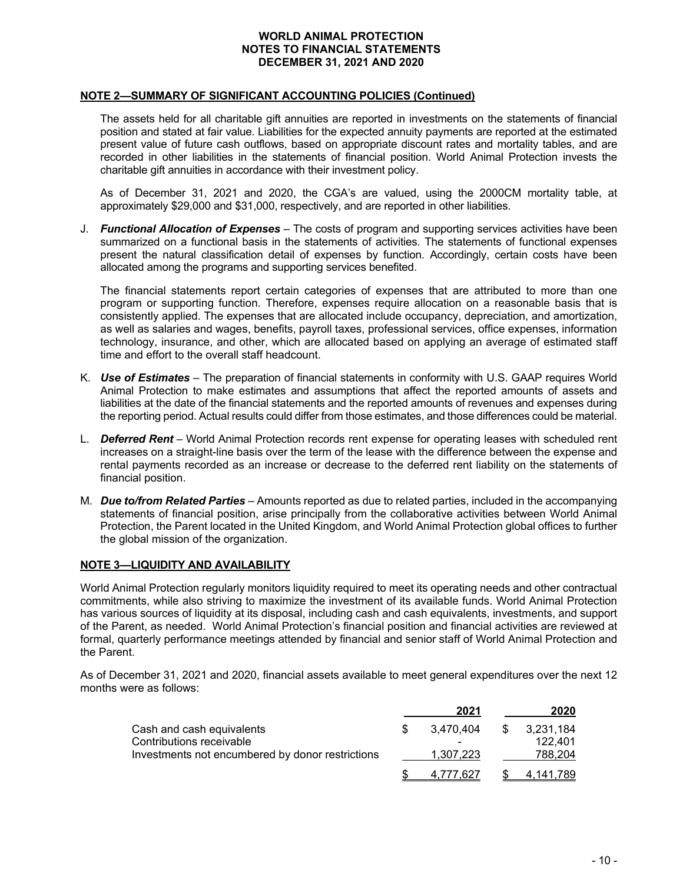**WORLD ANIMAL PROTECTION**
**NOTES TO FINANCIAL STATEMENTS**
**DECEMBER 31, 2021 AND 2020**

## NOTE 2—SUMMARY OF SIGNIFICANT ACCOUNTING POLICIES (Continued)

The assets held for all charitable gift annuities are reported in investments on the statements of financial position and stated at fair value. Liabilities for the expected annuity payments are reported at the estimated present value of future cash outflows, based on appropriate discount rates and mortality tables, and are recorded in other liabilities in the statements of financial position. World Animal Protection invests the charitable gift annuities in accordance with their investment policy.

As of December 31, 2021 and 2020, the CGA's are valued, using the 2000CM mortality table, at approximately $29,000 and $31,000, respectively, and are reported in other liabilities.

J. ***Functional Allocation of Expenses*** – The costs of program and supporting services activities have been summarized on a functional basis in the statements of activities. The statements of functional expenses present the natural classification detail of expenses by function. Accordingly, certain costs have been allocated among the programs and supporting services benefited.

   The financial statements report certain categories of expenses that are attributed to more than one program or supporting function. Therefore, expenses require allocation on a reasonable basis that is consistently applied. The expenses that are allocated include occupancy, depreciation, and amortization, as well as salaries and wages, benefits, payroll taxes, professional services, office expenses, information technology, insurance, and other, which are allocated based on applying an average of estimated staff time and effort to the overall staff headcount.

K. ***Use of Estimates*** – The preparation of financial statements in conformity with U.S. GAAP requires World Animal Protection to make estimates and assumptions that affect the reported amounts of assets and liabilities at the date of the financial statements and the reported amounts of revenues and expenses during the reporting period. Actual results could differ from those estimates, and those differences could be material.

L. ***Deferred Rent*** – World Animal Protection records rent expense for operating leases with scheduled rent increases on a straight-line basis over the term of the lease with the difference between the expense and rental payments recorded as an increase or decrease to the deferred rent liability on the statements of financial position.

M. ***Due to/from Related Parties*** – Amounts reported as due to related parties, included in the accompanying statements of financial position, arise principally from the collaborative activities between World Animal Protection, the Parent located in the United Kingdom, and World Animal Protection global offices to further the global mission of the organization.

## NOTE 3—LIQUIDITY AND AVAILABILITY

World Animal Protection regularly monitors liquidity required to meet its operating needs and other contractual commitments, while also striving to maximize the investment of its available funds. World Animal Protection has various sources of liquidity at its disposal, including cash and cash equivalents, investments, and support of the Parent, as needed. World Animal Protection's financial position and financial activities are reviewed at formal, quarterly performance meetings attended by financial and senior staff of World Animal Protection and the Parent.

As of December 31, 2021 and 2020, financial assets available to meet general expenditures over the next 12 months were as follows:

| | 2021 | 2020 |
|---|---|---|
| Cash and cash equivalents | $ 3,470,404 | $ 3,231,184 |
| Contributions receivable | - | 122,401 |
| Investments not encumbered by donor restrictions | 1,307,223 | 788,204 |
| | $ 4,777,627 | $ 4,141,789 |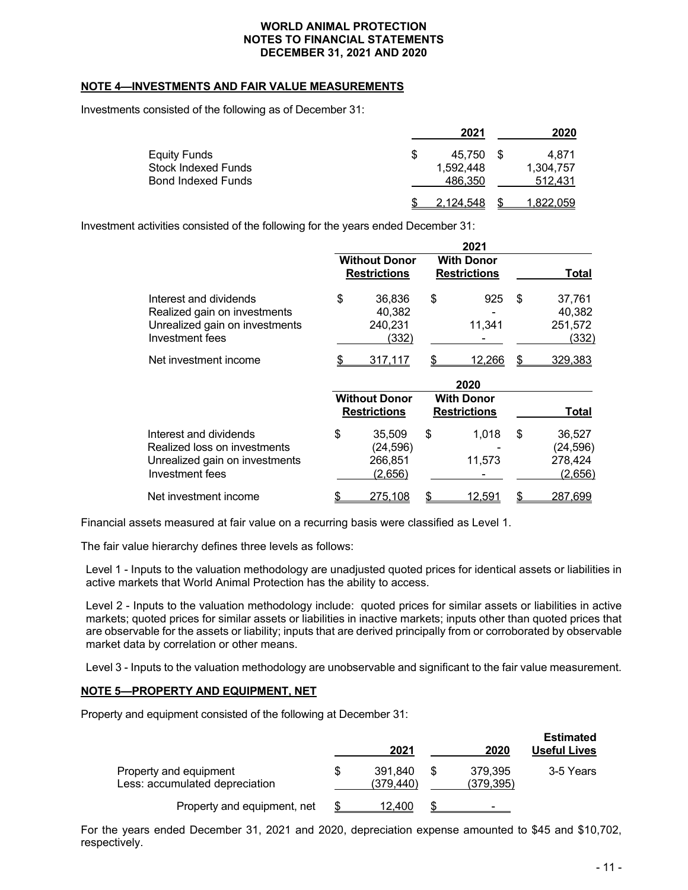#### NOTE 4—INVESTMENTS AND FAIR VALUE MEASUREMENTS

Investments consisted of the following as of December 31:

| | 2021 | 2020 |
|---|---|---|
| Equity Funds | $ 45,750 | $ 4,871 |
| Stock Indexed Funds | 1,592,448 | 1,304,757 |
| Bond Indexed Funds | 486,350 | 512,431 |
| | $ 2,124,548 | $ 1,822,059 |

Investment activities consisted of the following for the years ended December 31:

| | 2021 | | |
|---|---|---|---|
| | Without Donor Restrictions | With Donor Restrictions | Total |
| Interest and dividends | $ 36,836 | $ 925 | $ 37,761 |
| Realized gain on investments | 40,382 | - | 40,382 |
| Unrealized gain on investments | 240,231 | 11,341 | 251,572 |
| Investment fees | (332) | - | (332) |
| Net investment income | $ 317,117 | $ 12,266 | $ 329,383 |

| | 2020 | | |
|---|---|---|---|
| | Without Donor Restrictions | With Donor Restrictions | Total |
| Interest and dividends | $ 35,509 | $ 1,018 | $ 36,527 |
| Realized loss on investments | (24,596) | - | (24,596) |
| Unrealized gain on investments | 266,851 | 11,573 | 278,424 |
| Investment fees | (2,656) | - | (2,656) |
| Net investment income | $ 275,108 | $ 12,591 | $ 287,699 |

Financial assets measured at fair value on a recurring basis were classified as Level 1.

The fair value hierarchy defines three levels as follows:

Level 1 - Inputs to the valuation methodology are unadjusted quoted prices for identical assets or liabilities in active markets that World Animal Protection has the ability to access.

Level 2 - Inputs to the valuation methodology include: quoted prices for similar assets or liabilities in active markets; quoted prices for similar assets or liabilities in inactive markets; inputs other than quoted prices that are observable for the assets or liability; inputs that are derived principally from or corroborated by observable market data by correlation or other means.

Level 3 - Inputs to the valuation methodology are unobservable and significant to the fair value measurement.

#### NOTE 5—PROPERTY AND EQUIPMENT, NET

Property and equipment consisted of the following at December 31:

| | 2021 | 2020 | Estimated Useful Lives |
|---|---|---|---|
| Property and equipment | $ 391,840 | $ 379,395 | 3-5 Years |
| Less: accumulated depreciation | (379,440) | (379,395) | |
| Property and equipment, net | $ 12,400 | $ - | |

For the years ended December 31, 2021 and 2020, depreciation expense amounted to $45 and $10,702, respectively.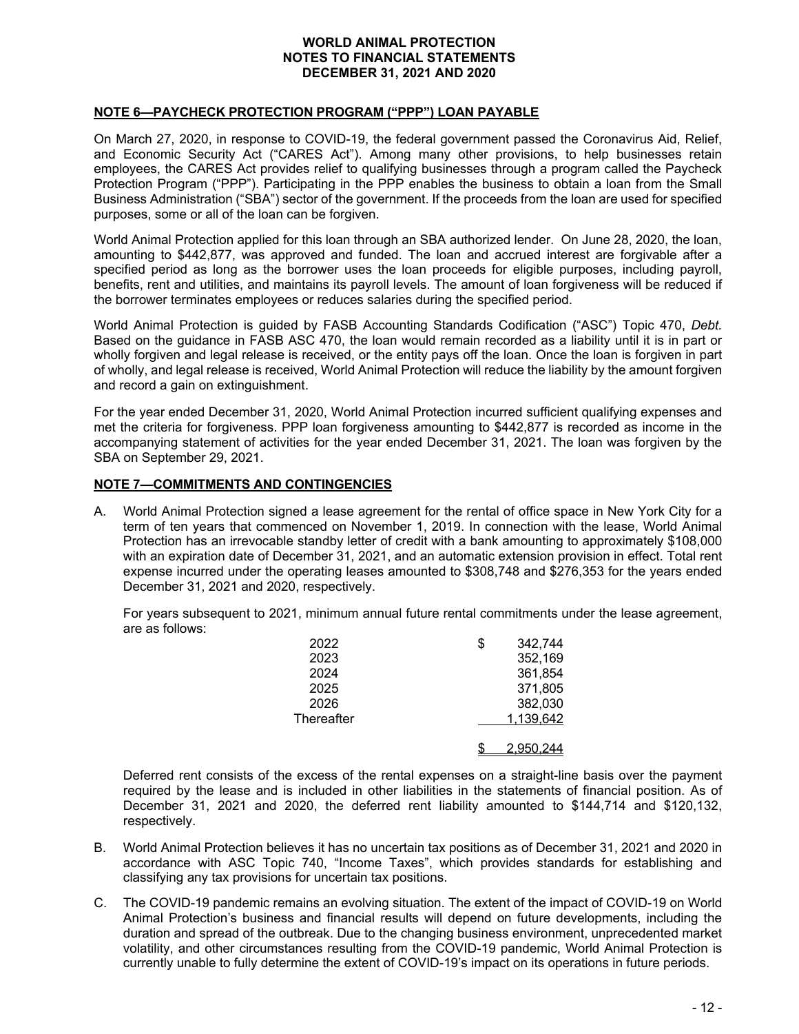## NOTE 6—PAYCHECK PROTECTION PROGRAM ("PPP") LOAN PAYABLE

On March 27, 2020, in response to COVID-19, the federal government passed the Coronavirus Aid, Relief, and Economic Security Act ("CARES Act"). Among many other provisions, to help businesses retain employees, the CARES Act provides relief to qualifying businesses through a program called the Paycheck Protection Program ("PPP"). Participating in the PPP enables the business to obtain a loan from the Small Business Administration ("SBA") sector of the government. If the proceeds from the loan are used for specified purposes, some or all of the loan can be forgiven.

World Animal Protection applied for this loan through an SBA authorized lender. On June 28, 2020, the loan, amounting to $442,877, was approved and funded. The loan and accrued interest are forgivable after a specified period as long as the borrower uses the loan proceeds for eligible purposes, including payroll, benefits, rent and utilities, and maintains its payroll levels. The amount of loan forgiveness will be reduced if the borrower terminates employees or reduces salaries during the specified period.

World Animal Protection is guided by FASB Accounting Standards Codification ("ASC") Topic 470, *Debt.* Based on the guidance in FASB ASC 470, the loan would remain recorded as a liability until it is in part or wholly forgiven and legal release is received, or the entity pays off the loan. Once the loan is forgiven in part of wholly, and legal release is received, World Animal Protection will reduce the liability by the amount forgiven and record a gain on extinguishment.

For the year ended December 31, 2020, World Animal Protection incurred sufficient qualifying expenses and met the criteria for forgiveness. PPP loan forgiveness amounting to $442,877 is recorded as income in the accompanying statement of activities for the year ended December 31, 2021. The loan was forgiven by the SBA on September 29, 2021.

## NOTE 7—COMMITMENTS AND CONTINGENCIES

A. World Animal Protection signed a lease agreement for the rental of office space in New York City for a term of ten years that commenced on November 1, 2019. In connection with the lease, World Animal Protection has an irrevocable standby letter of credit with a bank amounting to approximately $108,000 with an expiration date of December 31, 2021, and an automatic extension provision in effect. Total rent expense incurred under the operating leases amounted to $308,748 and $276,353 for the years ended December 31, 2021 and 2020, respectively.

   For years subsequent to 2021, minimum annual future rental commitments under the lease agreement, are as follows:

| | |
|---|---|
| 2022 | $ 342,744 |
| 2023 | 352,169 |
| 2024 | 361,854 |
| 2025 | 371,805 |
| 2026 | 382,030 |
| Thereafter | 1,139,642 |
| | $ 2,950,244 |

   Deferred rent consists of the excess of the rental expenses on a straight-line basis over the payment required by the lease and is included in other liabilities in the statements of financial position. As of December 31, 2021 and 2020, the deferred rent liability amounted to $144,714 and $120,132, respectively.

B. World Animal Protection believes it has no uncertain tax positions as of December 31, 2021 and 2020 in accordance with ASC Topic 740, "Income Taxes", which provides standards for establishing and classifying any tax provisions for uncertain tax positions.

C. The COVID-19 pandemic remains an evolving situation. The extent of the impact of COVID-19 on World Animal Protection's business and financial results will depend on future developments, including the duration and spread of the outbreak. Due to the changing business environment, unprecedented market volatility, and other circumstances resulting from the COVID-19 pandemic, World Animal Protection is currently unable to fully determine the extent of COVID-19's impact on its operations in future periods.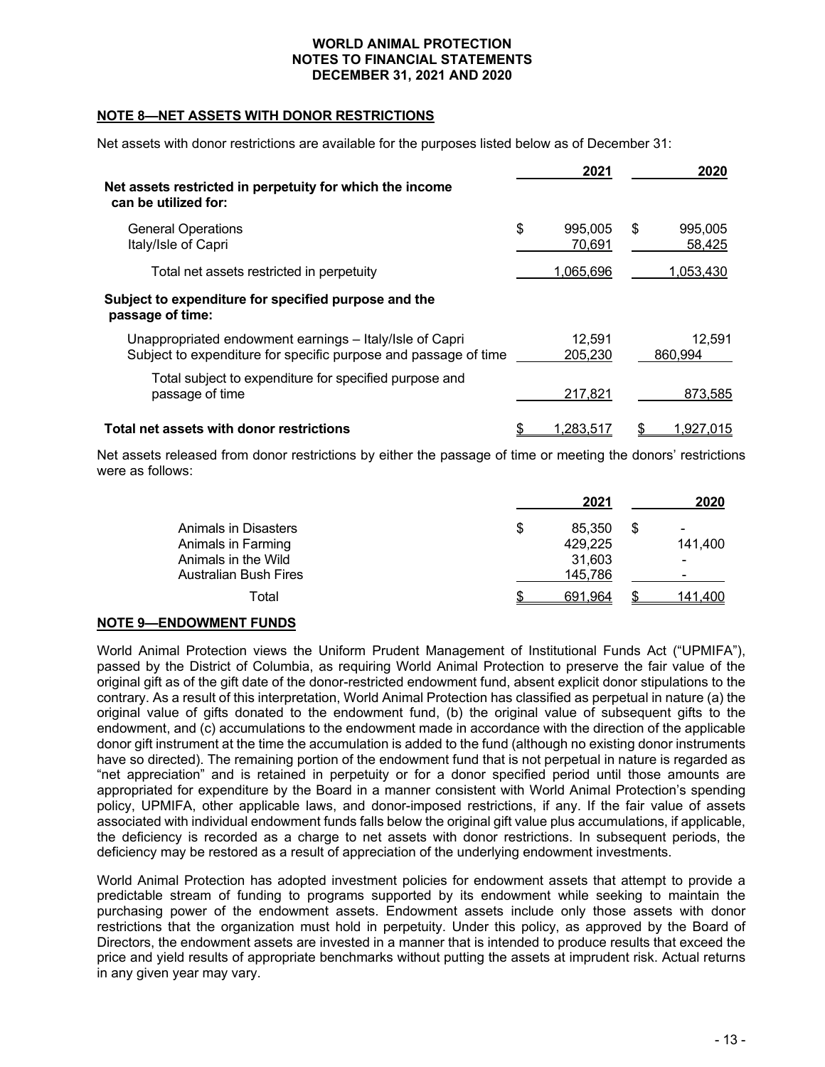## NOTE 8—NET ASSETS WITH DONOR RESTRICTIONS

Net assets with donor restrictions are available for the purposes listed below as of December 31:

| | 2021 | 2020 |
|---|---|---|
| **Net assets restricted in perpetuity for which the income can be utilized for:** | | |
| General Operations | $ 995,005 | $ 995,005 |
| Italy/Isle of Capri | 70,691 | 58,425 |
| Total net assets restricted in perpetuity | 1,065,696 | 1,053,430 |
| **Subject to expenditure for specified purpose and the passage of time:** | | |
| Unappropriated endowment earnings – Italy/Isle of Capri | 12,591 | 12,591 |
| Subject to expenditure for specific purpose and passage of time | 205,230 | 860,994 |
| Total subject to expenditure for specified purpose and passage of time | 217,821 | 873,585 |
| **Total net assets with donor restrictions** | $ 1,283,517 | $ 1,927,015 |

Net assets released from donor restrictions by either the passage of time or meeting the donors' restrictions were as follows:

| | 2021 | 2020 |
|---|---|---|
| Animals in Disasters | $ 85,350 | $ - |
| Animals in Farming | 429,225 | 141,400 |
| Animals in the Wild | 31,603 | - |
| Australian Bush Fires | 145,786 | - |
| Total | $ 691,964 | $ 141,400 |

## NOTE 9—ENDOWMENT FUNDS

World Animal Protection views the Uniform Prudent Management of Institutional Funds Act ("UPMIFA"), passed by the District of Columbia, as requiring World Animal Protection to preserve the fair value of the original gift as of the gift date of the donor-restricted endowment fund, absent explicit donor stipulations to the contrary. As a result of this interpretation, World Animal Protection has classified as perpetual in nature (a) the original value of gifts donated to the endowment fund, (b) the original value of subsequent gifts to the endowment, and (c) accumulations to the endowment made in accordance with the direction of the applicable donor gift instrument at the time the accumulation is added to the fund (although no existing donor instruments have so directed). The remaining portion of the endowment fund that is not perpetual in nature is regarded as "net appreciation" and is retained in perpetuity or for a donor specified period until those amounts are appropriated for expenditure by the Board in a manner consistent with World Animal Protection's spending policy, UPMIFA, other applicable laws, and donor-imposed restrictions, if any. If the fair value of assets associated with individual endowment funds falls below the original gift value plus accumulations, if applicable, the deficiency is recorded as a charge to net assets with donor restrictions. In subsequent periods, the deficiency may be restored as a result of appreciation of the underlying endowment investments.

World Animal Protection has adopted investment policies for endowment assets that attempt to provide a predictable stream of funding to programs supported by its endowment while seeking to maintain the purchasing power of the endowment assets. Endowment assets include only those assets with donor restrictions that the organization must hold in perpetuity. Under this policy, as approved by the Board of Directors, the endowment assets are invested in a manner that is intended to produce results that exceed the price and yield results of appropriate benchmarks without putting the assets at imprudent risk. Actual returns in any given year may vary.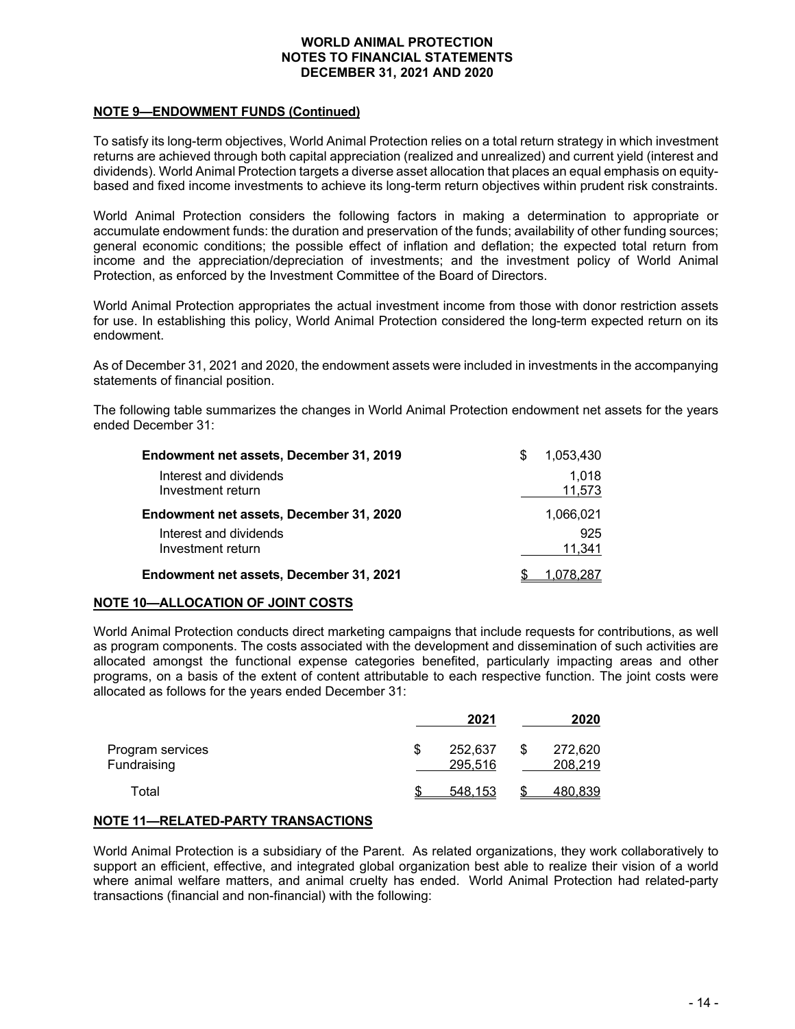## NOTE 9—ENDOWMENT FUNDS (Continued)

To satisfy its long-term objectives, World Animal Protection relies on a total return strategy in which investment returns are achieved through both capital appreciation (realized and unrealized) and current yield (interest and dividends). World Animal Protection targets a diverse asset allocation that places an equal emphasis on equity-based and fixed income investments to achieve its long-term return objectives within prudent risk constraints.

World Animal Protection considers the following factors in making a determination to appropriate or accumulate endowment funds: the duration and preservation of the funds; availability of other funding sources; general economic conditions; the possible effect of inflation and deflation; the expected total return from income and the appreciation/depreciation of investments; and the investment policy of World Animal Protection, as enforced by the Investment Committee of the Board of Directors.

World Animal Protection appropriates the actual investment income from those with donor restriction assets for use. In establishing this policy, World Animal Protection considered the long-term expected return on its endowment.

As of December 31, 2021 and 2020, the endowment assets were included in investments in the accompanying statements of financial position.

The following table summarizes the changes in World Animal Protection endowment net assets for the years ended December 31:

| | |
|---|---|
| **Endowment net assets, December 31, 2019** | $ 1,053,430 |
| Interest and dividends | 1,018 |
| Investment return | 11,573 |
| **Endowment net assets, December 31, 2020** | 1,066,021 |
| Interest and dividends | 925 |
| Investment return | 11,341 |
| **Endowment net assets, December 31, 2021** | $ 1,078,287 |

## NOTE 10—ALLOCATION OF JOINT COSTS

World Animal Protection conducts direct marketing campaigns that include requests for contributions, as well as program components. The costs associated with the development and dissemination of such activities are allocated amongst the functional expense categories benefited, particularly impacting areas and other programs, on a basis of the extent of content attributable to each respective function. The joint costs were allocated as follows for the years ended December 31:

| | 2021 | 2020 |
|---|---|---|
| Program services | $ 252,637 | $ 272,620 |
| Fundraising | 295,516 | 208,219 |
| Total | $ 548,153 | $ 480,839 |

## NOTE 11—RELATED-PARTY TRANSACTIONS

World Animal Protection is a subsidiary of the Parent. As related organizations, they work collaboratively to support an efficient, effective, and integrated global organization best able to realize their vision of a world where animal welfare matters, and animal cruelty has ended. World Animal Protection had related-party transactions (financial and non-financial) with the following: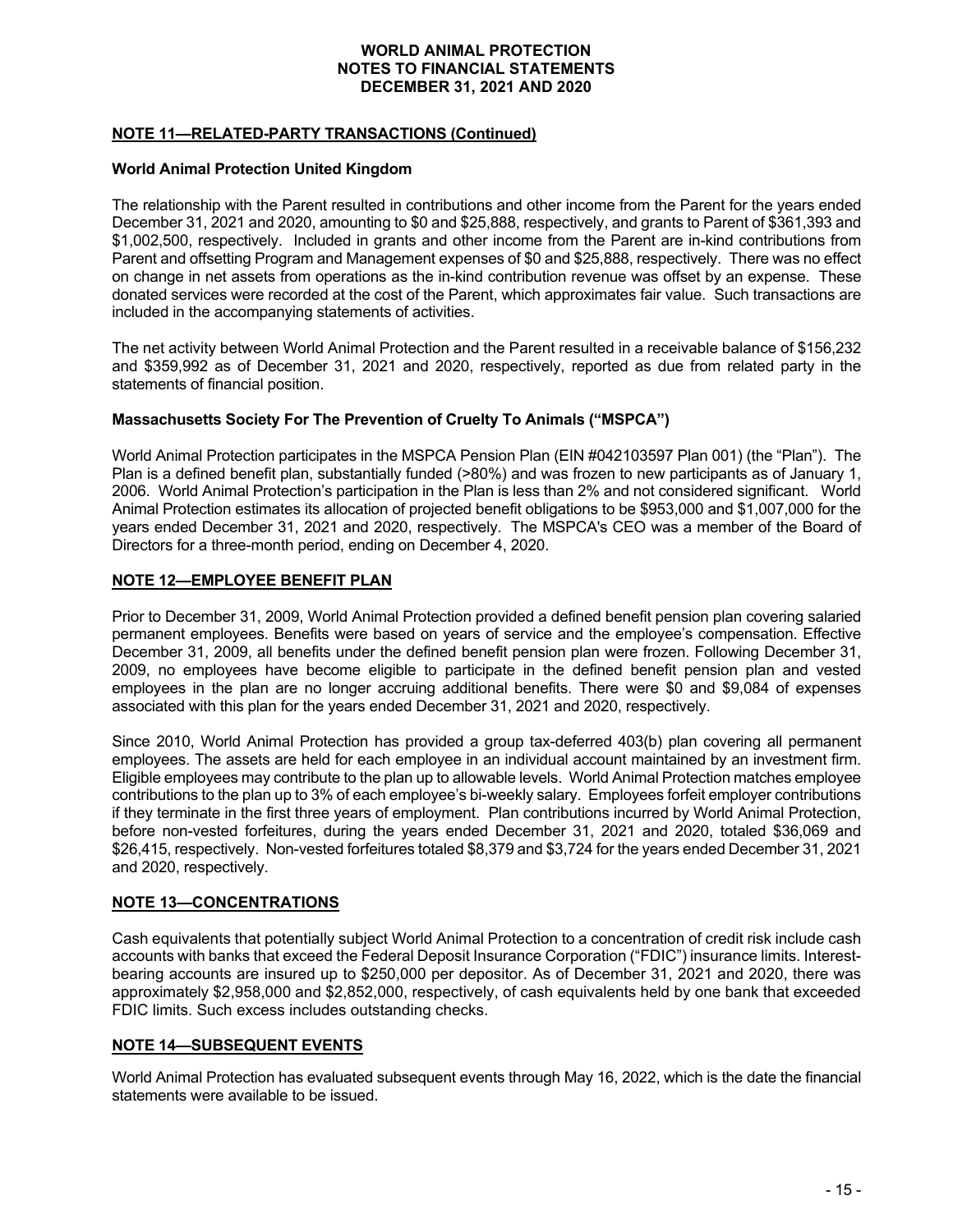## NOTE 11—RELATED-PARTY TRANSACTIONS (Continued)

### World Animal Protection United Kingdom

The relationship with the Parent resulted in contributions and other income from the Parent for the years ended December 31, 2021 and 2020, amounting to $0 and $25,888, respectively, and grants to Parent of $361,393 and $1,002,500, respectively. Included in grants and other income from the Parent are in-kind contributions from Parent and offsetting Program and Management expenses of $0 and $25,888, respectively. There was no effect on change in net assets from operations as the in-kind contribution revenue was offset by an expense. These donated services were recorded at the cost of the Parent, which approximates fair value. Such transactions are included in the accompanying statements of activities.

The net activity between World Animal Protection and the Parent resulted in a receivable balance of $156,232 and $359,992 as of December 31, 2021 and 2020, respectively, reported as due from related party in the statements of financial position.

### Massachusetts Society For The Prevention of Cruelty To Animals ("MSPCA")

World Animal Protection participates in the MSPCA Pension Plan (EIN #042103597 Plan 001) (the "Plan"). The Plan is a defined benefit plan, substantially funded (>80%) and was frozen to new participants as of January 1, 2006. World Animal Protection's participation in the Plan is less than 2% and not considered significant. World Animal Protection estimates its allocation of projected benefit obligations to be $953,000 and $1,007,000 for the years ended December 31, 2021 and 2020, respectively. The MSPCA's CEO was a member of the Board of Directors for a three-month period, ending on December 4, 2020.

## NOTE 12—EMPLOYEE BENEFIT PLAN

Prior to December 31, 2009, World Animal Protection provided a defined benefit pension plan covering salaried permanent employees. Benefits were based on years of service and the employee's compensation. Effective December 31, 2009, all benefits under the defined benefit pension plan were frozen. Following December 31, 2009, no employees have become eligible to participate in the defined benefit pension plan and vested employees in the plan are no longer accruing additional benefits. There were $0 and $9,084 of expenses associated with this plan for the years ended December 31, 2021 and 2020, respectively.

Since 2010, World Animal Protection has provided a group tax-deferred 403(b) plan covering all permanent employees. The assets are held for each employee in an individual account maintained by an investment firm. Eligible employees may contribute to the plan up to allowable levels. World Animal Protection matches employee contributions to the plan up to 3% of each employee's bi-weekly salary. Employees forfeit employer contributions if they terminate in the first three years of employment. Plan contributions incurred by World Animal Protection, before non-vested forfeitures, during the years ended December 31, 2021 and 2020, totaled $36,069 and $26,415, respectively. Non-vested forfeitures totaled $8,379 and $3,724 for the years ended December 31, 2021 and 2020, respectively.

## NOTE 13—CONCENTRATIONS

Cash equivalents that potentially subject World Animal Protection to a concentration of credit risk include cash accounts with banks that exceed the Federal Deposit Insurance Corporation ("FDIC") insurance limits. Interest-bearing accounts are insured up to $250,000 per depositor. As of December 31, 2021 and 2020, there was approximately $2,958,000 and $2,852,000, respectively, of cash equivalents held by one bank that exceeded FDIC limits. Such excess includes outstanding checks.

## NOTE 14—SUBSEQUENT EVENTS

World Animal Protection has evaluated subsequent events through May 16, 2022, which is the date the financial statements were available to be issued.